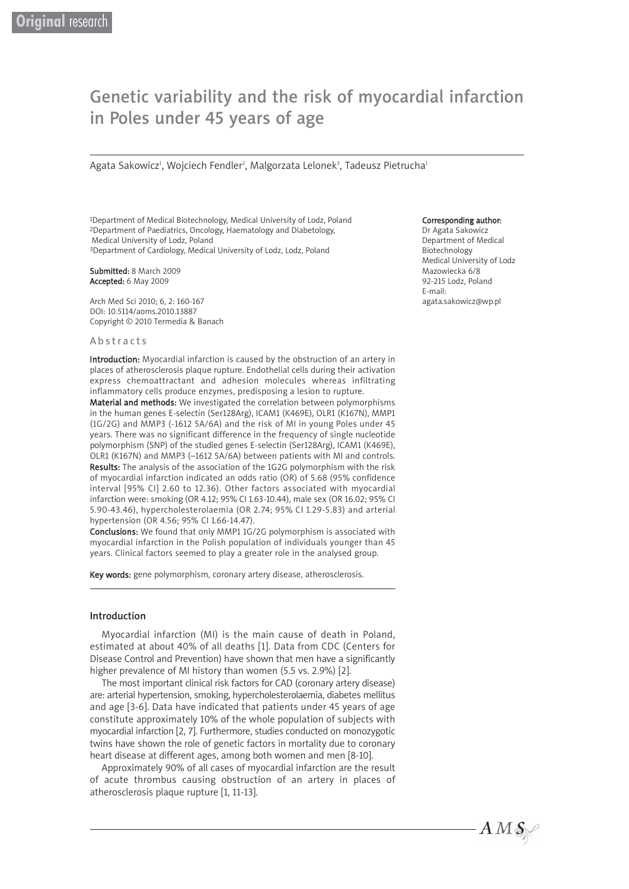Original research

# Genetic variability and the risk of myocardial infarction in Poles under 45 years of age

Agata Sakowicz[1], Wojciech Fendler[2], Malgorzata Lelonek[3], Tadeusz Pietrucha[1]

[1]Department of Medical Biotechnology, Medical University of Lodz, Poland
[2]Department of Paediatrics, Oncology, Haematology and Diabetology, Medical University of Lodz, Poland
[3]Department of Cardiology, Medical University of Lodz, Lodz, Poland

**Submitted:** 8 March 2009
**Accepted:** 6 May 2009

Arch Med Sci 2010; 6, 2: 160-167
DOI: 10.5114/aoms.2010.13887
Copyright © 2010 Termedia & Banach

**Corresponding author:**
Dr Agata Sakowicz
Department of Medical Biotechnology
Medical University of Lodz
Mazowiecka 6/8
92-215 Lodz, Poland
E-mail: agata.sakowicz@wp.pl

## Abstracts

**Introduction:** Myocardial infarction is caused by the obstruction of an artery in places of atherosclerosis plaque rupture. Endothelial cells during their activation express chemoattractant and adhesion molecules whereas infiltrating inflammatory cells produce enzymes, predisposing a lesion to rupture.

**Material and methods:** We investigated the correlation between polymorphisms in the human genes E-selectin (Ser128Arg), ICAM1 (K469E), OLR1 (K167N), MMP1 (1G/2G) and MMP3 (-1612 5A/6A) and the risk of MI in young Poles under 45 years. There was no significant difference in the frequency of single nucleotide polymorphism (SNP) of the studied genes E-selectin (Ser128Arg), ICAM1 (K469E), OLR1 (K167N) and MMP3 (–1612 5A/6A) between patients with MI and controls.

**Results:** The analysis of the association of the 1G2G polymorphism with the risk of myocardial infarction indicated an odds ratio (OR) of 5.68 (95% confidence interval [95% CI] 2.60 to 12.36). Other factors associated with myocardial infarction were: smoking (OR 4.12; 95% CI 1.63-10.44), male sex (OR 16.02; 95% CI 5.90-43.46), hypercholesterolaemia (OR 2.74; 95% CI 1.29-5.83) and arterial hypertension (OR 4.56; 95% CI 1.66-14.47).

**Conclusions:** We found that only MMP1 1G/2G polymorphism is associated with myocardial infarction in the Polish population of individuals younger than 45 years. Clinical factors seemed to play a greater role in the analysed group.

**Key words:** gene polymorphism, coronary artery disease, atherosclerosis.

## Introduction

Myocardial infarction (MI) is the main cause of death in Poland, estimated at about 40% of all deaths [1]. Data from CDC (Centers for Disease Control and Prevention) have shown that men have a significantly higher prevalence of MI history than women (5.5 vs. 2.9%) [2].

The most important clinical risk factors for CAD (coronary artery disease) are: arterial hypertension, smoking, hypercholesterolaemia, diabetes mellitus and age [3-6]. Data have indicated that patients under 45 years of age constitute approximately 10% of the whole population of subjects with myocardial infarction [2, 7]. Furthermore, studies conducted on monozygotic twins have shown the role of genetic factors in mortality due to coronary heart disease at different ages, among both women and men [8-10].

Approximately 90% of all cases of myocardial infarction are the result of acute thrombus causing obstruction of an artery in places of atherosclerosis plaque rupture [1, 11-13].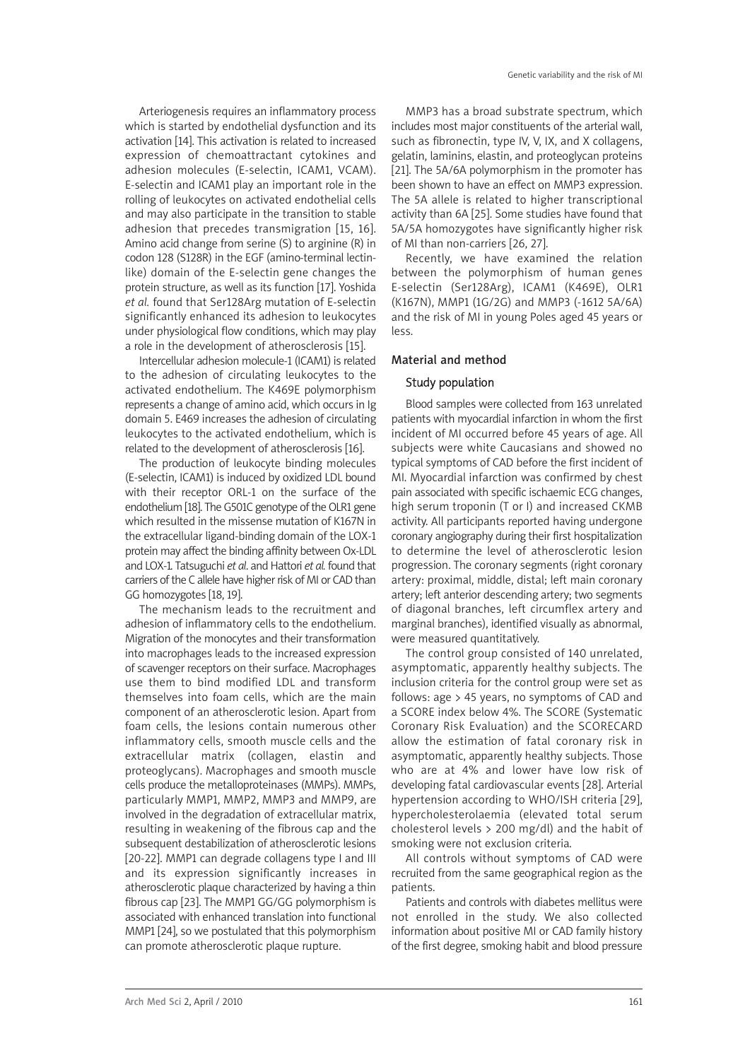Arteriogenesis requires an inflammatory process which is started by endothelial dysfunction and its activation [14]. This activation is related to increased expression of chemoattractant cytokines and adhesion molecules (E-selectin, ICAM1, VCAM). E-selectin and ICAM1 play an important role in the rolling of leukocytes on activated endothelial cells and may also participate in the transition to stable adhesion that precedes transmigration [15, 16]. Amino acid change from serine (S) to arginine (R) in codon 128 (S128R) in the EGF (amino-terminal lectin-like) domain of the E-selectin gene changes the protein structure, as well as its function [17]. Yoshida *et al.* found that Ser128Arg mutation of E-selectin significantly enhanced its adhesion to leukocytes under physiological flow conditions, which may play a role in the development of atherosclerosis [15].

Intercellular adhesion molecule-1 (ICAM1) is related to the adhesion of circulating leukocytes to the activated endothelium. The K469E polymorphism represents a change of amino acid, which occurs in Ig domain 5. E469 increases the adhesion of circulating leukocytes to the activated endothelium, which is related to the development of atherosclerosis [16].

The production of leukocyte binding molecules (E-selectin, ICAM1) is induced by oxidized LDL bound with their receptor ORL-1 on the surface of the endothelium [18]. The G501C genotype of the OLR1 gene which resulted in the missense mutation of K167N in the extracellular ligand-binding domain of the LOX-1 protein may affect the binding affinity between Ox-LDL and LOX-1. Tatsuguchi *et al*. and Hattori *et al.* found that carriers of the C allele have higher risk of MI or CAD than GG homozygotes [18, 19].

The mechanism leads to the recruitment and adhesion of inflammatory cells to the endothelium. Migration of the monocytes and their transformation into macrophages leads to the increased expression of scavenger receptors on their surface. Macrophages use them to bind modified LDL and transform themselves into foam cells, which are the main component of an atherosclerotic lesion. Apart from foam cells, the lesions contain numerous other inflammatory cells, smooth muscle cells and the extracellular matrix (collagen, elastin and proteoglycans). Macrophages and smooth muscle cells produce the metalloproteinases (MMPs). MMPs, particularly MMP1, MMP2, MMP3 and MMP9, are involved in the degradation of extracellular matrix, resulting in weakening of the fibrous cap and the subsequent destabilization of atherosclerotic lesions [20-22]. MMP1 can degrade collagens type I and III and its expression significantly increases in atherosclerotic plaque characterized by having a thin fibrous cap [23]. The MMP1 GG/GG polymorphism is associated with enhanced translation into functional MMP1 [24], so we postulated that this polymorphism can promote atherosclerotic plaque rupture.

MMP3 has a broad substrate spectrum, which includes most major constituents of the arterial wall, such as fibronectin, type IV, V, IX, and X collagens, gelatin, laminins, elastin, and proteoglycan proteins [21]. The 5A/6A polymorphism in the promoter has been shown to have an effect on MMP3 expression. The 5A allele is related to higher transcriptional activity than 6A [25]. Some studies have found that 5A/5A homozygotes have significantly higher risk of MI than non-carriers [26, 27].

Recently, we have examined the relation between the polymorphism of human genes E-selectin (Ser128Arg), ICAM1 (K469E), OLR1 (K167N), MMP1 (1G/2G) and MMP3 (-1612 5A/6A) and the risk of MI in young Poles aged 45 years or less.

## Material and method

### Study population

Blood samples were collected from 163 unrelated patients with myocardial infarction in whom the first incident of MI occurred before 45 years of age. All subjects were white Caucasians and showed no typical symptoms of CAD before the first incident of MI. Myocardial infarction was confirmed by chest pain associated with specific ischaemic ECG changes, high serum troponin (T or I) and increased CKMB activity. All participants reported having undergone coronary angiography during their first hospitalization to determine the level of atherosclerotic lesion progression. The coronary segments (right coronary artery: proximal, middle, distal; left main coronary artery; left anterior descending artery; two segments of diagonal branches, left circumflex artery and marginal branches), identified visually as abnormal, were measured quantitatively.

The control group consisted of 140 unrelated, asymptomatic, apparently healthy subjects. The inclusion criteria for the control group were set as follows: age > 45 years, no symptoms of CAD and a SCORE index below 4%. The SCORE (Systematic Coronary Risk Evaluation) and the SCORECARD allow the estimation of fatal coronary risk in asymptomatic, apparently healthy subjects. Those who are at 4% and lower have low risk of developing fatal cardiovascular events [28]. Arterial hypertension according to WHO/ISH criteria [29], hypercholesterolaemia (elevated total serum cholesterol levels > 200 mg/dl) and the habit of smoking were not exclusion criteria.

All controls without symptoms of CAD were recruited from the same geographical region as the patients.

Patients and controls with diabetes mellitus were not enrolled in the study. We also collected information about positive MI or CAD family history of the first degree, smoking habit and blood pressure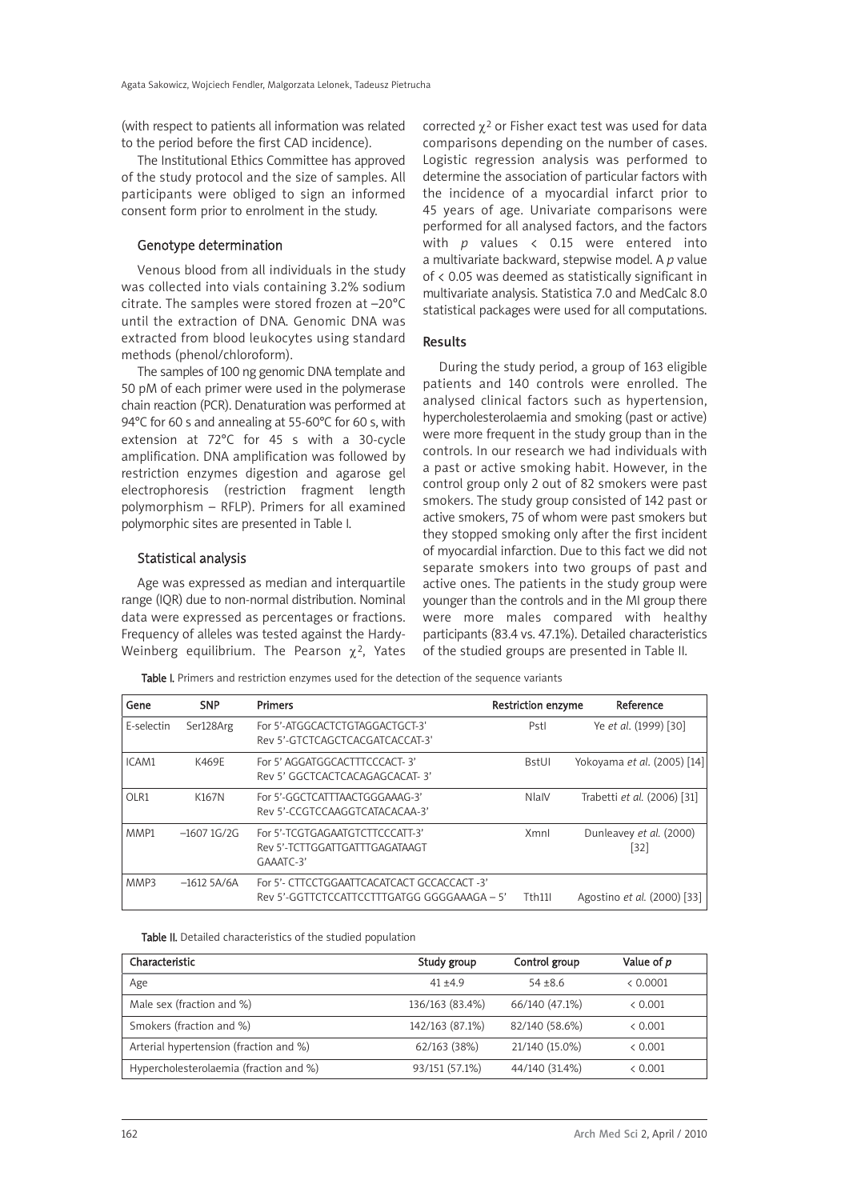(with respect to patients all information was related to the period before the first CAD incidence).

The Institutional Ethics Committee has approved of the study protocol and the size of samples. All participants were obliged to sign an informed consent form prior to enrolment in the study.

### Genotype determination

Venous blood from all individuals in the study was collected into vials containing 3.2% sodium citrate. The samples were stored frozen at –20°C until the extraction of DNA. Genomic DNA was extracted from blood leukocytes using standard methods (phenol/chloroform).

The samples of 100 ng genomic DNA template and 50 pM of each primer were used in the polymerase chain reaction (PCR). Denaturation was performed at 94°C for 60 s and annealing at 55-60°C for 60 s, with extension at 72°C for 45 s with a 30-cycle amplification. DNA amplification was followed by restriction enzymes digestion and agarose gel electrophoresis (restriction fragment length polymorphism – RFLP). Primers for all examined polymorphic sites are presented in Table I.

### Statistical analysis

Age was expressed as median and interquartile range (IQR) due to non-normal distribution. Nominal data were expressed as percentages or fractions. Frequency of alleles was tested against the Hardy-Weinberg equilibrium. The Pearson $\chi^2$, Yates corrected $\chi^2$ or Fisher exact test was used for data comparisons depending on the number of cases. Logistic regression analysis was performed to determine the association of particular factors with the incidence of a myocardial infarct prior to 45 years of age. Univariate comparisons were performed for all analysed factors, and the factors with $p$ values $< 0.15$ were entered into a multivariate backward, stepwise model. A $p$ value of $< 0.05$ was deemed as statistically significant in multivariate analysis. Statistica 7.0 and MedCalc 8.0 statistical packages were used for all computations.

## Results

During the study period, a group of 163 eligible patients and 140 controls were enrolled. The analysed clinical factors such as hypertension, hypercholesterolaemia and smoking (past or active) were more frequent in the study group than in the controls. In our research we had individuals with a past or active smoking habit. However, in the control group only 2 out of 82 smokers were past smokers. The study group consisted of 142 past or active smokers, 75 of whom were past smokers but they stopped smoking only after the first incident of myocardial infarction. Due to this fact we did not separate smokers into two groups of past and active ones. The patients in the study group were younger than the controls and in the MI group there were more males compared with healthy participants (83.4 vs. 47.1%). Detailed characteristics of the studied groups are presented in Table II.

**Table I.** Primers and restriction enzymes used for the detection of the sequence variants

| Gene | SNP | Primers | Restriction enzyme | Reference |
|---|---|---|---|---|
| E-selectin | Ser128Arg | For 5'-ATGGCACTCTGTAGGACTGCT-3' Rev 5'-GTCTCAGCTCACGATCACCAT-3' | PstI | Ye *et al.* (1999) [30] |
| ICAM1 | K469E | For 5' AGGATGGCACTTTCCCACT- 3' Rev 5' GGCTCACTCACAGAGCACAT- 3' | BstUI | Yokoyama *et al.* (2005) [14] |
| OLR1 | K167N | For 5'-GGCTCATTTAACTGGGAAAG-3' Rev 5'-CCGTCCAAGGTCATACACAA-3' | NlaIV | Trabetti *et al.* (2006) [31] |
| MMP1 | –1607 1G/2G | For 5'-TCGTGAGAATGTCTTCCCATT-3' Rev 5'-TCTTGGATTGATTTGAGATAAGT GAAATC-3' | XmnI | Dunleavey *et al.* (2000) [32] |
| MMP3 | –1612 5A/6A | For 5'- CTTCCTGGAATTCACATCACT GCCACCACT -3' Rev 5'-GGTTCTCCATTCCTTTGATGG GGGGAAAGA – 5' | Tth11I | Agostino *et al.* (2000) [33] |

**Table II.** Detailed characteristics of the studied population

| Characteristic | Study group | Control group | Value of *p* |
|---|---|---|---|
| Age | 41 ±4.9 | 54 ±8.6 | < 0.0001 |
| Male sex (fraction and %) | 136/163 (83.4%) | 66/140 (47.1%) | < 0.001 |
| Smokers (fraction and %) | 142/163 (87.1%) | 82/140 (58.6%) | < 0.001 |
| Arterial hypertension (fraction and %) | 62/163 (38%) | 21/140 (15.0%) | < 0.001 |
| Hypercholesterolaemia (fraction and %) | 93/151 (57.1%) | 44/140 (31.4%) | < 0.001 |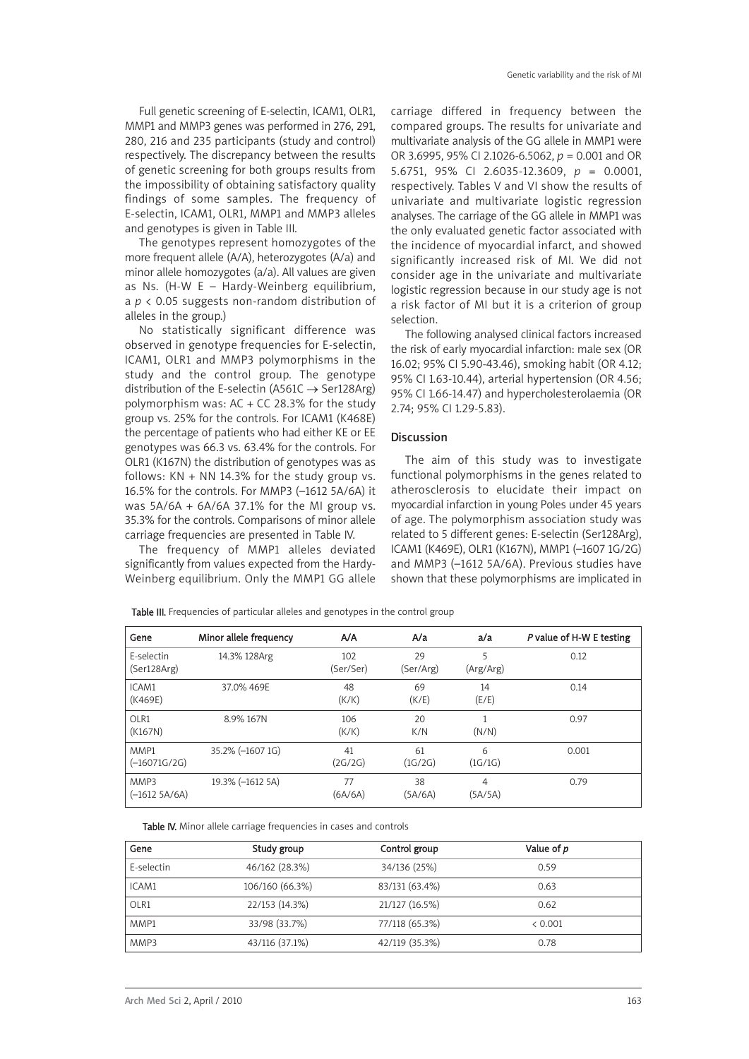Full genetic screening of E-selectin, ICAM1, OLR1, MMP1 and MMP3 genes was performed in 276, 291, 280, 216 and 235 participants (study and control) respectively. The discrepancy between the results of genetic screening for both groups results from the impossibility of obtaining satisfactory quality findings of some samples. The frequency of E-selectin, ICAM1, OLR1, MMP1 and MMP3 alleles and genotypes is given in Table III.

The genotypes represent homozygotes of the more frequent allele (A/A), heterozygotes (A/a) and minor allele homozygotes (a/a). All values are given as Ns. (H-W E – Hardy-Weinberg equilibrium, a $p < 0.05$ suggests non-random distribution of alleles in the group.)

No statistically significant difference was observed in genotype frequencies for E-selectin, ICAM1, OLR1 and MMP3 polymorphisms in the study and the control group. The genotype distribution of the E-selectin (A561C → Ser128Arg) polymorphism was: AC + CC 28.3% for the study group vs. 25% for the controls. For ICAM1 (K468E) the percentage of patients who had either KE or EE genotypes was 66.3 vs. 63.4% for the controls. For OLR1 (K167N) the distribution of genotypes was as follows: KN + NN 14.3% for the study group vs. 16.5% for the controls. For MMP3 (–1612 5A/6A) it was 5A/6A + 6A/6A 37.1% for the MI group vs. 35.3% for the controls. Comparisons of minor allele carriage frequencies are presented in Table IV.

The frequency of MMP1 alleles deviated significantly from values expected from the Hardy-Weinberg equilibrium. Only the MMP1 GG allele carriage differed in frequency between the compared groups. The results for univariate and multivariate analysis of the GG allele in MMP1 were OR 3.6995, 95% CI 2.1026-6.5062, $p = 0.001$ and OR 5.6751, 95% CI 2.6035-12.3609, $p = 0.0001$, respectively. Tables V and VI show the results of univariate and multivariate logistic regression analyses. The carriage of the GG allele in MMP1 was the only evaluated genetic factor associated with the incidence of myocardial infarct, and showed significantly increased risk of MI. We did not consider age in the univariate and multivariate logistic regression because in our study age is not a risk factor of MI but it is a criterion of group selection.

The following analysed clinical factors increased the risk of early myocardial infarction: male sex (OR 16.02; 95% CI 5.90-43.46), smoking habit (OR 4.12; 95% CI 1.63-10.44), arterial hypertension (OR 4.56; 95% CI 1.66-14.47) and hypercholesterolaemia (OR 2.74; 95% CI 1.29-5.83).

## Discussion

The aim of this study was to investigate functional polymorphisms in the genes related to atherosclerosis to elucidate their impact on myocardial infarction in young Poles under 45 years of age. The polymorphism association study was related to 5 different genes: E-selectin (Ser128Arg), ICAM1 (K469E), OLR1 (K167N), MMP1 (–1607 1G/2G) and MMP3 (–1612 5A/6A). Previous studies have shown that these polymorphisms are implicated in

**Table III.** Frequencies of particular alleles and genotypes in the control group

| Gene | Minor allele frequency | A/A | A/a | a/a | *P* value of H-W E testing |
|---|---|---|---|---|---|
| E-selectin (Ser128Arg) | 14.3% 128Arg | 102 (Ser/Ser) | 29 (Ser/Arg) | 5 (Arg/Arg) | 0.12 |
| ICAM1 (K469E) | 37.0% 469E | 48 (K/K) | 69 (K/E) | 14 (E/E) | 0.14 |
| OLR1 (K167N) | 8.9% 167N | 106 (K/K) | 20 K/N | 1 (N/N) | 0.97 |
| MMP1 (–16071G/2G) | 35.2% (–1607 1G) | 41 (2G/2G) | 61 (1G/2G) | 6 (1G/1G) | 0.001 |
| MMP3 (–1612 5A/6A) | 19.3% (–1612 5A) | 77 (6A/6A) | 38 (5A/6A) | 4 (5A/5A) | 0.79 |

**Table IV.** Minor allele carriage frequencies in cases and controls

| Gene | Study group | Control group | Value of *p* |
|---|---|---|---|
| E-selectin | 46/162 (28.3%) | 34/136 (25%) | 0.59 |
| ICAM1 | 106/160 (66.3%) | 83/131 (63.4%) | 0.63 |
| OLR1 | 22/153 (14.3%) | 21/127 (16.5%) | 0.62 |
| MMP1 | 33/98 (33.7%) | 77/118 (65.3%) | < 0.001 |
| MMP3 | 43/116 (37.1%) | 42/119 (35.3%) | 0.78 |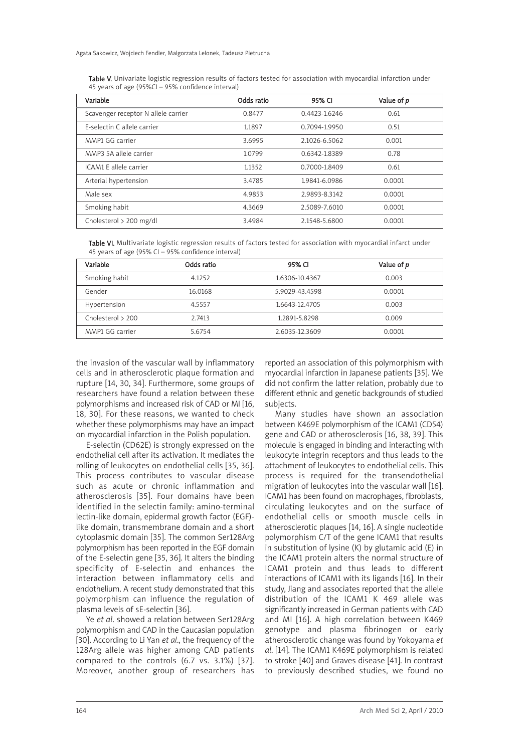Table V. Univariate logistic regression results of factors tested for association with myocardial infarction under 45 years of age (95%CI – 95% confidence interval)

| Variable | Odds ratio | 95% CI | Value of *p* |
|---|---|---|---|
| Scavenger receptor N allele carrier | 0.8477 | 0.4423-1.6246 | 0.61 |
| E-selectin C allele carrier | 1.1897 | 0.7094-1.9950 | 0.51 |
| MMP1 GG carrier | 3.6995 | 2.1026-6.5062 | 0.001 |
| MMP3 5A allele carrier | 1.0799 | 0.6342-1.8389 | 0.78 |
| ICAM1 E allele carrier | 1.1352 | 0.7000-1.8409 | 0.61 |
| Arterial hypertension | 3.4785 | 1.9841-6.0986 | 0.0001 |
| Male sex | 4.9853 | 2.9893-8.3142 | 0.0001 |
| Smoking habit | 4.3669 | 2.5089-7.6010 | 0.0001 |
| Cholesterol > 200 mg/dl | 3.4984 | 2.1548-5.6800 | 0.0001 |

Table VI. Multivariate logistic regression results of factors tested for association with myocardial infarct under 45 years of age (95% CI – 95% confidence interval)

| Variable | Odds ratio | 95% CI | Value of *p* |
|---|---|---|---|
| Smoking habit | 4.1252 | 1.6306-10.4367 | 0.003 |
| Gender | 16.0168 | 5.9029-43.4598 | 0.0001 |
| Hypertension | 4.5557 | 1.6643-12.4705 | 0.003 |
| Cholesterol > 200 | 2.7413 | 1.2891-5.8298 | 0.009 |
| MMP1 GG carrier | 5.6754 | 2.6035-12.3609 | 0.0001 |

the invasion of the vascular wall by inflammatory cells and in atherosclerotic plaque formation and rupture [14, 30, 34]. Furthermore, some groups of researchers have found a relation between these polymorphisms and increased risk of CAD or MI [16, 18, 30]. For these reasons, we wanted to check whether these polymorphisms may have an impact on myocardial infarction in the Polish population.

E-selectin (CD62E) is strongly expressed on the endothelial cell after its activation. It mediates the rolling of leukocytes on endothelial cells [35, 36]. This process contributes to vascular disease such as acute or chronic inflammation and atherosclerosis [35]. Four domains have been identified in the selectin family: amino-terminal lectin-like domain, epidermal growth factor (EGF)-like domain, transmembrane domain and a short cytoplasmic domain [35]. The common Ser128Arg polymorphism has been reported in the EGF domain of the E-selectin gene [35, 36]. It alters the binding specificity of E-selectin and enhances the interaction between inflammatory cells and endothelium. A recent study demonstrated that this polymorphism can influence the regulation of plasma levels of sE-selectin [36].

Ye *et al*. showed a relation between Ser128Arg polymorphism and CAD in the Caucasian population [30]. According to Li Yan *et al*., the frequency of the 128Arg allele was higher among CAD patients compared to the controls (6.7 vs. 3.1%) [37]. Moreover, another group of researchers has reported an association of this polymorphism with myocardial infarction in Japanese patients [35]. We did not confirm the latter relation, probably due to different ethnic and genetic backgrounds of studied subjects.

Many studies have shown an association between K469E polymorphism of the ICAM1 (CD54) gene and CAD or atherosclerosis [16, 38, 39]. This molecule is engaged in binding and interacting with leukocyte integrin receptors and thus leads to the attachment of leukocytes to endothelial cells. This process is required for the transendothelial migration of leukocytes into the vascular wall [16]. ICAM1 has been found on macrophages, fibroblasts, circulating leukocytes and on the surface of endothelial cells or smooth muscle cells in atherosclerotic plaques [14, 16]. A single nucleotide polymorphism C/T of the gene ICAM1 that results in substitution of lysine (K) by glutamic acid (E) in the ICAM1 protein alters the normal structure of ICAM1 protein and thus leads to different interactions of ICAM1 with its ligands [16]. In their study, Jiang and associates reported that the allele distribution of the ICAM1 K 469 allele was significantly increased in German patients with CAD and MI [16]. A high correlation between K469 genotype and plasma fibrinogen or early atherosclerotic change was found by Yokoyama *et al*. [14]. The ICAM1 K469E polymorphism is related to stroke [40] and Graves disease [41]. In contrast to previously described studies, we found no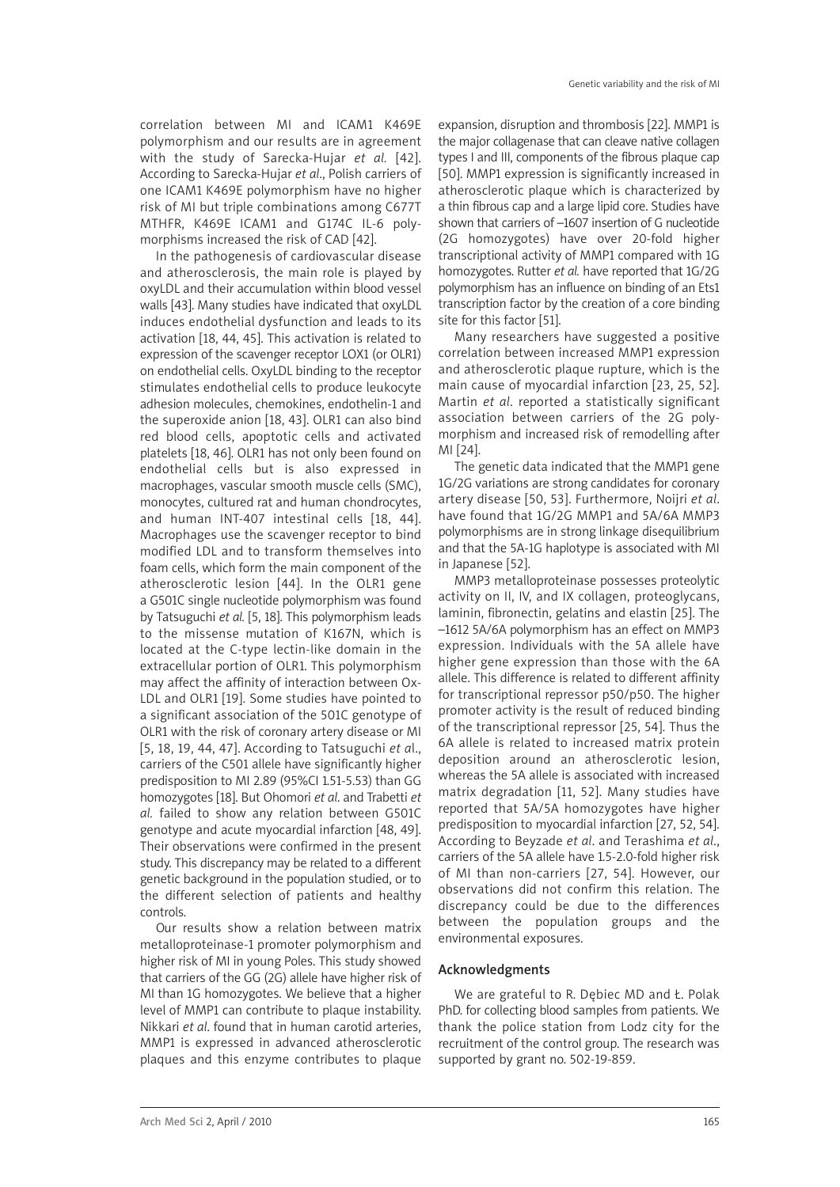correlation between MI and ICAM1 K469E polymorphism and our results are in agreement with the study of Sarecka-Hujar *et al.* [42]. According to Sarecka-Hujar *et al*., Polish carriers of one ICAM1 K469E polymorphism have no higher risk of MI but triple combinations among C677T MTHFR, K469E ICAM1 and G174C IL-6 polymorphisms increased the risk of CAD [42].

In the pathogenesis of cardiovascular disease and atherosclerosis, the main role is played by oxyLDL and their accumulation within blood vessel walls [43]. Many studies have indicated that oxyLDL induces endothelial dysfunction and leads to its activation [18, 44, 45]. This activation is related to expression of the scavenger receptor LOX1 (or OLR1) on endothelial cells. OxyLDL binding to the receptor stimulates endothelial cells to produce leukocyte adhesion molecules, chemokines, endothelin-1 and the superoxide anion [18, 43]. OLR1 can also bind red blood cells, apoptotic cells and activated platelets [18, 46]. OLR1 has not only been found on endothelial cells but is also expressed in macrophages, vascular smooth muscle cells (SMC), monocytes, cultured rat and human chondrocytes, and human INT-407 intestinal cells [18, 44]. Macrophages use the scavenger receptor to bind modified LDL and to transform themselves into foam cells, which form the main component of the atherosclerotic lesion [44]. In the OLR1 gene a G501C single nucleotide polymorphism was found by Tatsuguchi *et al.* [5, 18]. This polymorphism leads to the missense mutation of K167N, which is located at the C-type lectin-like domain in the extracellular portion of OLR1. This polymorphism may affect the affinity of interaction between Ox-LDL and OLR1 [19]. Some studies have pointed to a significant association of the 501C genotype of OLR1 with the risk of coronary artery disease or MI [5, 18, 19, 44, 47]. According to Tatsuguchi *et al*., carriers of the C501 allele have significantly higher predisposition to MI 2.89 (95%CI 1.51-5.53) than GG homozygotes [18]. But Ohomori *et al*. and Trabetti *et al.* failed to show any relation between G501C genotype and acute myocardial infarction [48, 49]. Their observations were confirmed in the present study. This discrepancy may be related to a different genetic background in the population studied, or to the different selection of patients and healthy controls.

Our results show a relation between matrix metalloproteinase-1 promoter polymorphism and higher risk of MI in young Poles. This study showed that carriers of the GG (2G) allele have higher risk of MI than 1G homozygotes. We believe that a higher level of MMP1 can contribute to plaque instability. Nikkari *et al*. found that in human carotid arteries, MMP1 is expressed in advanced atherosclerotic plaques and this enzyme contributes to plaque expansion, disruption and thrombosis [22]. MMP1 is the major collagenase that can cleave native collagen types I and III, components of the fibrous plaque cap [50]. MMP1 expression is significantly increased in atherosclerotic plaque which is characterized by a thin fibrous cap and a large lipid core. Studies have shown that carriers of –1607 insertion of G nucleotide (2G homozygotes) have over 20-fold higher transcriptional activity of MMP1 compared with 1G homozygotes. Rutter *et al.* have reported that 1G/2G polymorphism has an influence on binding of an Ets1 transcription factor by the creation of a core binding site for this factor [51].

Many researchers have suggested a positive correlation between increased MMP1 expression and atherosclerotic plaque rupture, which is the main cause of myocardial infarction [23, 25, 52]. Martin *et al*. reported a statistically significant association between carriers of the 2G polymorphism and increased risk of remodelling after MI [24].

The genetic data indicated that the MMP1 gene 1G/2G variations are strong candidates for coronary artery disease [50, 53]. Furthermore, Noijri *et al*. have found that 1G/2G MMP1 and 5A/6A MMP3 polymorphisms are in strong linkage disequilibrium and that the 5A-1G haplotype is associated with MI in Japanese [52].

MMP3 metalloproteinase possesses proteolytic activity on II, IV, and IX collagen, proteoglycans, laminin, fibronectin, gelatins and elastin [25]. The –1612 5A/6A polymorphism has an effect on MMP3 expression. Individuals with the 5A allele have higher gene expression than those with the 6A allele. This difference is related to different affinity for transcriptional repressor p50/p50. The higher promoter activity is the result of reduced binding of the transcriptional repressor [25, 54]. Thus the 6A allele is related to increased matrix protein deposition around an atherosclerotic lesion, whereas the 5A allele is associated with increased matrix degradation [11, 52]. Many studies have reported that 5A/5A homozygotes have higher predisposition to myocardial infarction [27, 52, 54]. According to Beyzade *et al*. and Terashima *et al*., carriers of the 5A allele have 1.5-2.0-fold higher risk of MI than non-carriers [27, 54]. However, our observations did not confirm this relation. The discrepancy could be due to the differences between the population groups and the environmental exposures.

## Acknowledgments

We are grateful to R. Dębiec MD and Ł. Polak PhD. for collecting blood samples from patients. We thank the police station from Lodz city for the recruitment of the control group. The research was supported by grant no. 502-19-859.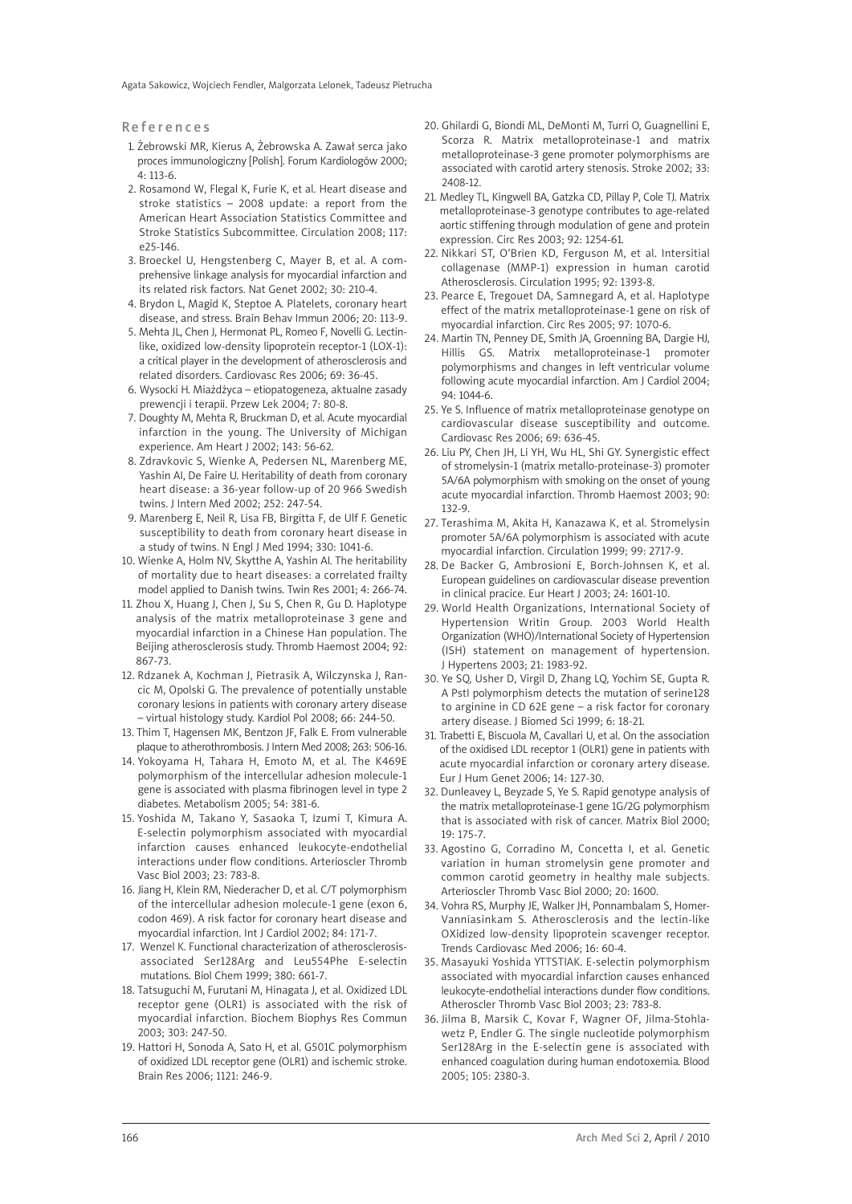## References

1. Żebrowski MR, Kierus A, Żebrowska A. Zawał serca jako proces immunologiczny [Polish]. Forum Kardiologów 2000; 4: 113-6.
2. Rosamond W, Flegal K, Furie K, et al. Heart disease and stroke statistics – 2008 update: a report from the American Heart Association Statistics Committee and Stroke Statistics Subcommittee. Circulation 2008; 117: e25-146.
3. Broeckel U, Hengstenberg C, Mayer B, et al. A comprehensive linkage analysis for myocardial infarction and its related risk factors. Nat Genet 2002; 30: 210-4.
4. Brydon L, Magid K, Steptoe A. Platelets, coronary heart disease, and stress. Brain Behav Immun 2006; 20: 113-9.
5. Mehta JL, Chen J, Hermonat PL, Romeo F, Novelli G. Lectin-like, oxidized low-density lipoprotein receptor-1 (LOX-1): a critical player in the development of atherosclerosis and related disorders. Cardiovasc Res 2006; 69: 36-45.
6. Wysocki H. Miażdżyca – etiopatogeneza, aktualne zasady prewencji i terapii. Przew Lek 2004; 7: 80-8.
7. Doughty M, Mehta R, Bruckman D, et al. Acute myocardial infarction in the young. The University of Michigan experience. Am Heart J 2002; 143: 56-62.
8. Zdravkovic S, Wienke A, Pedersen NL, Marenberg ME, Yashin AI, De Faire U. Heritability of death from coronary heart disease: a 36-year follow-up of 20 966 Swedish twins. J Intern Med 2002; 252: 247-54.
9. Marenberg E, Neil R, Lisa FB, Birgitta F, de Ulf F. Genetic susceptibility to death from coronary heart disease in a study of twins. N Engl J Med 1994; 330: 1041-6.
10. Wienke A, Holm NV, Skytthe A, Yashin AI. The heritability of mortality due to heart diseases: a correlated frailty model applied to Danish twins. Twin Res 2001; 4: 266-74.
11. Zhou X, Huang J, Chen J, Su S, Chen R, Gu D. Haplotype analysis of the matrix metalloproteinase 3 gene and myocardial infarction in a Chinese Han population. The Beijing atherosclerosis study. Thromb Haemost 2004; 92: 867-73.
12. Rdzanek A, Kochman J, Pietrasik A, Wilczynska J, Rancic M, Opolski G. The prevalence of potentially unstable coronary lesions in patients with coronary artery disease – virtual histology study. Kardiol Pol 2008; 66: 244-50.
13. Thim T, Hagensen MK, Bentzon JF, Falk E. From vulnerable plaque to atherothrombosis. J Intern Med 2008; 263: 506-16.
14. Yokoyama H, Tahara H, Emoto M, et al. The K469E polymorphism of the intercellular adhesion molecule-1 gene is associated with plasma fibrinogen level in type 2 diabetes. Metabolism 2005; 54: 381-6.
15. Yoshida M, Takano Y, Sasaoka T, Izumi T, Kimura A. E-selectin polymorphism associated with myocardial infarction causes enhanced leukocyte-endothelial interactions under flow conditions. Arterioscler Thromb Vasc Biol 2003; 23: 783-8.
16. Jiang H, Klein RM, Niederacher D, et al. C/T polymorphism of the intercellular adhesion molecule-1 gene (exon 6, codon 469). A risk factor for coronary heart disease and myocardial infarction. Int J Cardiol 2002; 84: 171-7.
17. Wenzel K. Functional characterization of atherosclerosis-associated Ser128Arg and Leu554Phe E-selectin mutations. Biol Chem 1999; 380: 661-7.
18. Tatsuguchi M, Furutani M, Hinagata J, et al. Oxidized LDL receptor gene (OLR1) is associated with the risk of myocardial infarction. Biochem Biophys Res Commun 2003; 303: 247-50.
19. Hattori H, Sonoda A, Sato H, et al. G501C polymorphism of oxidized LDL receptor gene (OLR1) and ischemic stroke. Brain Res 2006; 1121: 246-9.
20. Ghilardi G, Biondi ML, DeMonti M, Turri O, Guagnellini E, Scorza R. Matrix metalloproteinase-1 and matrix metalloproteinase-3 gene promoter polymorphisms are associated with carotid artery stenosis. Stroke 2002; 33: 2408-12.
21. Medley TL, Kingwell BA, Gatzka CD, Pillay P, Cole TJ. Matrix metalloproteinase-3 genotype contributes to age-related aortic stiffening through modulation of gene and protein expression. Circ Res 2003; 92: 1254-61.
22. Nikkari ST, O'Brien KD, Ferguson M, et al. Intersitial collagenase (MMP-1) expression in human carotid Atherosclerosis. Circulation 1995; 92: 1393-8.
23. Pearce E, Tregouet DA, Samnegard A, et al. Haplotype effect of the matrix metalloproteinase-1 gene on risk of myocardial infarction. Circ Res 2005; 97: 1070-6.
24. Martin TN, Penney DE, Smith JA, Groenning BA, Dargie HJ, Hillis GS. Matrix metalloproteinase-1 promoter polymorphisms and changes in left ventricular volume following acute myocardial infarction. Am J Cardiol 2004; 94: 1044-6.
25. Ye S. Influence of matrix metalloproteinase genotype on cardiovascular disease susceptibility and outcome. Cardiovasc Res 2006; 69: 636-45.
26. Liu PY, Chen JH, Li YH, Wu HL, Shi GY. Synergistic effect of stromelysin-1 (matrix metallo-proteinase-3) promoter 5A/6A polymorphism with smoking on the onset of young acute myocardial infarction. Thromb Haemost 2003; 90: 132-9.
27. Terashima M, Akita H, Kanazawa K, et al. Stromelysin promoter 5A/6A polymorphism is associated with acute myocardial infarction. Circulation 1999; 99: 2717-9.
28. De Backer G, Ambrosioni E, Borch-Johnsen K, et al. European guidelines on cardiovascular disease prevention in clinical pracice. Eur Heart J 2003; 24: 1601-10.
29. World Health Organizations, International Society of Hypertension Writin Group. 2003 World Health Organization (WHO)/International Society of Hypertension (ISH) statement on management of hypertension. J Hypertens 2003; 21: 1983-92.
30. Ye SQ, Usher D, Virgil D, Zhang LQ, Yochim SE, Gupta R. A PstI polymorphism detects the mutation of serine128 to arginine in CD 62E gene – a risk factor for coronary artery disease. J Biomed Sci 1999; 6: 18-21.
31. Trabetti E, Biscuola M, Cavallari U, et al. On the association of the oxidised LDL receptor 1 (OLR1) gene in patients with acute myocardial infarction or coronary artery disease. Eur J Hum Genet 2006; 14: 127-30.
32. Dunleavey L, Beyzade S, Ye S. Rapid genotype analysis of the matrix metalloproteinase-1 gene 1G/2G polymorphism that is associated with risk of cancer. Matrix Biol 2000; 19: 175-7.
33. Agostino G, Corradino M, Concetta I, et al. Genetic variation in human stromelysin gene promoter and common carotid geometry in healthy male subjects. Arterioscler Thromb Vasc Biol 2000; 20: 1600.
34. Vohra RS, Murphy JE, Walker JH, Ponnambalam S, Homer-Vanniasinkam S. Atherosclerosis and the lectin-like OXidized low-density lipoprotein scavenger receptor. Trends Cardiovasc Med 2006; 16: 60-4.
35. Masayuki Yoshida YTTSTIAK. E-selectin polymorphism associated with myocardial infarction causes enhanced leukocyte-endothelial interactions dunder flow conditions. Atheroscler Thromb Vasc Biol 2003; 23: 783-8.
36. Jilma B, Marsik C, Kovar F, Wagner OF, Jilma-Stohlawetz P, Endler G. The single nucleotide polymorphism Ser128Arg in the E-selectin gene is associated with enhanced coagulation during human endotoxemia. Blood 2005; 105: 2380-3.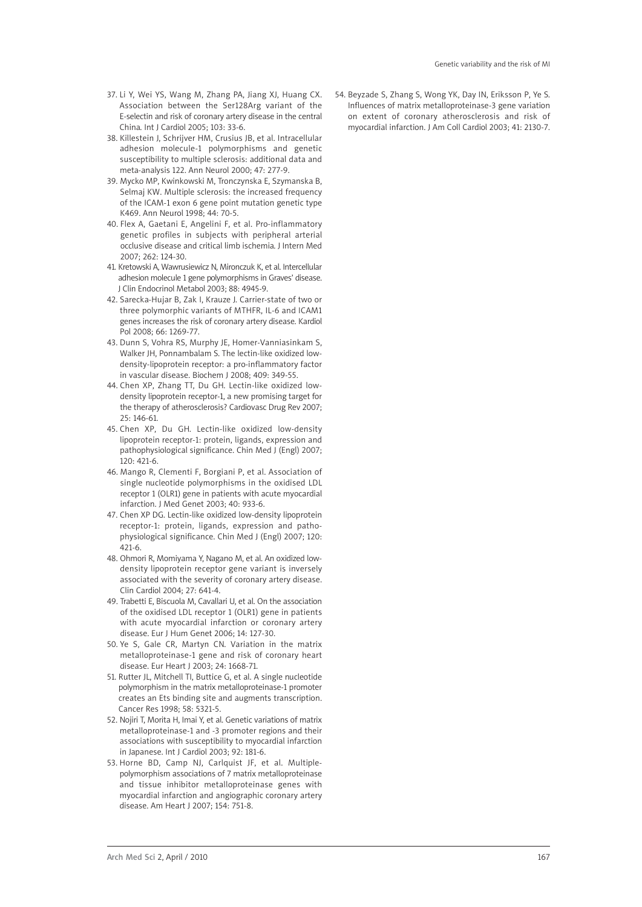37. Li Y, Wei YS, Wang M, Zhang PA, Jiang XJ, Huang CX. Association between the Ser128Arg variant of the E-selectin and risk of coronary artery disease in the central China. Int J Cardiol 2005; 103: 33-6.
38. Killestein J, Schrijver HM, Crusius JB, et al. Intracellular adhesion molecule-1 polymorphisms and genetic susceptibility to multiple sclerosis: additional data and meta-analysis 122. Ann Neurol 2000; 47: 277-9.
39. Mycko MP, Kwinkowski M, Tronczynska E, Szymanska B, Selmaj KW. Multiple sclerosis: the increased frequency of the ICAM-1 exon 6 gene point mutation genetic type K469. Ann Neurol 1998; 44: 70-5.
40. Flex A, Gaetani E, Angelini F, et al. Pro-inflammatory genetic profiles in subjects with peripheral arterial occlusive disease and critical limb ischemia. J Intern Med 2007; 262: 124-30.
41. Kretowski A, Wawrusiewicz N, Mironczuk K, et al. Intercellular adhesion molecule 1 gene polymorphisms in Graves' disease. J Clin Endocrinol Metabol 2003; 88: 4945-9.
42. Sarecka-Hujar B, Zak I, Krauze J. Carrier-state of two or three polymorphic variants of MTHFR, IL-6 and ICAM1 genes increases the risk of coronary artery disease. Kardiol Pol 2008; 66: 1269-77.
43. Dunn S, Vohra RS, Murphy JE, Homer-Vanniasinkam S, Walker JH, Ponnambalam S. The lectin-like oxidized low-density-lipoprotein receptor: a pro-inflammatory factor in vascular disease. Biochem J 2008; 409: 349-55.
44. Chen XP, Zhang TT, Du GH. Lectin-like oxidized low-density lipoprotein receptor-1, a new promising target for the therapy of atherosclerosis? Cardiovasc Drug Rev 2007; 25: 146-61.
45. Chen XP, Du GH. Lectin-like oxidized low-density lipoprotein receptor-1: protein, ligands, expression and pathophysiological significance. Chin Med J (Engl) 2007; 120: 421-6.
46. Mango R, Clementi F, Borgiani P, et al. Association of single nucleotide polymorphisms in the oxidised LDL receptor 1 (OLR1) gene in patients with acute myocardial infarction. J Med Genet 2003; 40: 933-6.
47. Chen XP DG. Lectin-like oxidized low-density lipoprotein receptor-1: protein, ligands, expression and pathophysiological significance. Chin Med J (Engl) 2007; 120: 421-6.
48. Ohmori R, Momiyama Y, Nagano M, et al. An oxidized low-density lipoprotein receptor gene variant is inversely associated with the severity of coronary artery disease. Clin Cardiol 2004; 27: 641-4.
49. Trabetti E, Biscuola M, Cavallari U, et al. On the association of the oxidised LDL receptor 1 (OLR1) gene in patients with acute myocardial infarction or coronary artery disease. Eur J Hum Genet 2006; 14: 127-30.
50. Ye S, Gale CR, Martyn CN. Variation in the matrix metalloproteinase-1 gene and risk of coronary heart disease. Eur Heart J 2003; 24: 1668-71.
51. Rutter JL, Mitchell TI, Buttice G, et al. A single nucleotide polymorphism in the matrix metalloproteinase-1 promoter creates an Ets binding site and augments transcription. Cancer Res 1998; 58: 5321-5.
52. Nojiri T, Morita H, Imai Y, et al. Genetic variations of matrix metalloproteinase-1 and -3 promoter regions and their associations with susceptibility to myocardial infarction in Japanese. Int J Cardiol 2003; 92: 181-6.
53. Horne BD, Camp NJ, Carlquist JF, et al. Multiple-polymorphism associations of 7 matrix metalloproteinase and tissue inhibitor metalloproteinase genes with myocardial infarction and angiographic coronary artery disease. Am Heart J 2007; 154: 751-8.
54. Beyzade S, Zhang S, Wong YK, Day IN, Eriksson P, Ye S. Influences of matrix metalloproteinase-3 gene variation on extent of coronary atherosclerosis and risk of myocardial infarction. J Am Coll Cardiol 2003; 41: 2130-7.